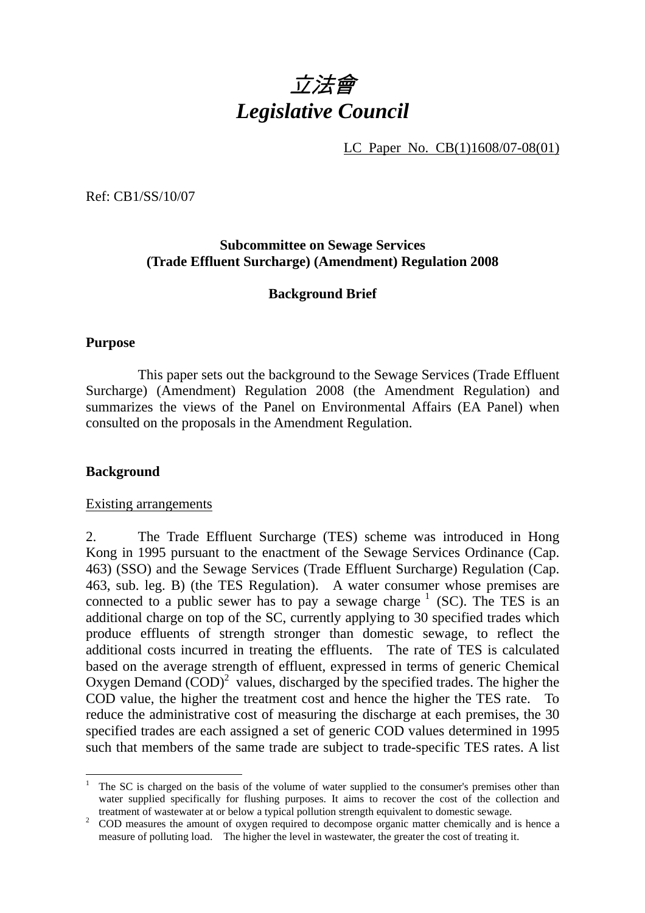# 立法會
# *Legislative Council*

LC Paper No. CB(1)1608/07-08(01)

Ref: CB1/SS/10/07

**Subcommittee on Sewage Services**
**(Trade Effluent Surcharge) (Amendment) Regulation 2008**

**Background Brief**

## Purpose

This paper sets out the background to the Sewage Services (Trade Effluent Surcharge) (Amendment) Regulation 2008 (the Amendment Regulation) and summarizes the views of the Panel on Environmental Affairs (EA Panel) when consulted on the proposals in the Amendment Regulation.

## Background

Existing arrangements

2. The Trade Effluent Surcharge (TES) scheme was introduced in Hong Kong in 1995 pursuant to the enactment of the Sewage Services Ordinance (Cap. 463) (SSO) and the Sewage Services (Trade Effluent Surcharge) Regulation (Cap. 463, sub. leg. B) (the TES Regulation). A water consumer whose premises are connected to a public sewer has to pay a sewage charge [1] (SC). The TES is an additional charge on top of the SC, currently applying to 30 specified trades which produce effluents of strength stronger than domestic sewage, to reflect the additional costs incurred in treating the effluents. The rate of TES is calculated based on the average strength of effluent, expressed in terms of generic Chemical Oxygen Demand (COD)[2] values, discharged by the specified trades. The higher the COD value, the higher the treatment cost and hence the higher the TES rate. To reduce the administrative cost of measuring the discharge at each premises, the 30 specified trades are each assigned a set of generic COD values determined in 1995 such that members of the same trade are subject to trade-specific TES rates. A list

---

[1] The SC is charged on the basis of the volume of water supplied to the consumer's premises other than water supplied specifically for flushing purposes. It aims to recover the cost of the collection and treatment of wastewater at or below a typical pollution strength equivalent to domestic sewage.

[2] COD measures the amount of oxygen required to decompose organic matter chemically and is hence a measure of polluting load. The higher the level in wastewater, the greater the cost of treating it.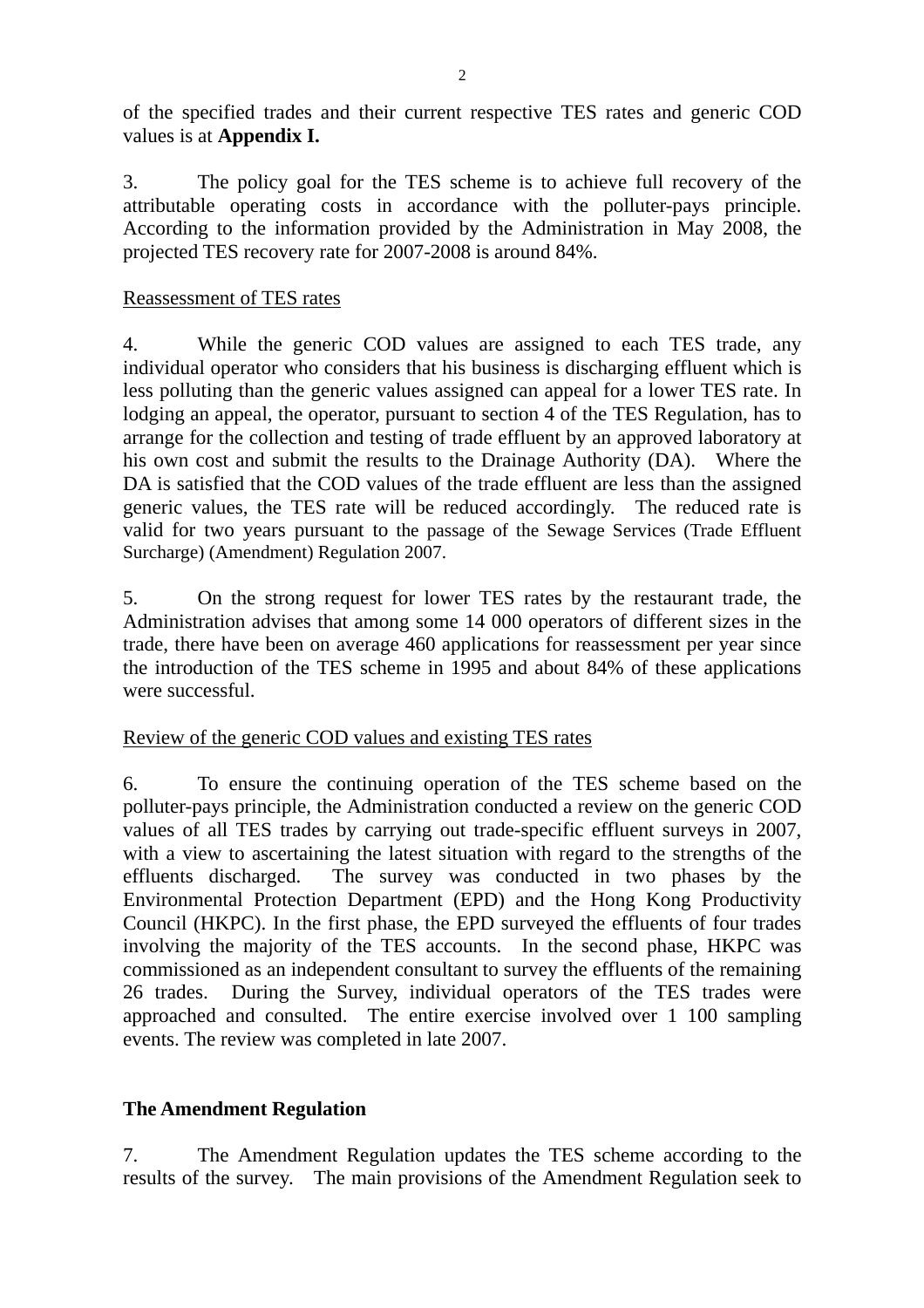of the specified trades and their current respective TES rates and generic COD values is at **Appendix I.**

3. The policy goal for the TES scheme is to achieve full recovery of the attributable operating costs in accordance with the polluter-pays principle. According to the information provided by the Administration in May 2008, the projected TES recovery rate for 2007-2008 is around 84%.

Reassessment of TES rates

4. While the generic COD values are assigned to each TES trade, any individual operator who considers that his business is discharging effluent which is less polluting than the generic values assigned can appeal for a lower TES rate. In lodging an appeal, the operator, pursuant to section 4 of the TES Regulation, has to arrange for the collection and testing of trade effluent by an approved laboratory at his own cost and submit the results to the Drainage Authority (DA). Where the DA is satisfied that the COD values of the trade effluent are less than the assigned generic values, the TES rate will be reduced accordingly. The reduced rate is valid for two years pursuant to the passage of the Sewage Services (Trade Effluent Surcharge) (Amendment) Regulation 2007.

5. On the strong request for lower TES rates by the restaurant trade, the Administration advises that among some 14 000 operators of different sizes in the trade, there have been on average 460 applications for reassessment per year since the introduction of the TES scheme in 1995 and about 84% of these applications were successful.

Review of the generic COD values and existing TES rates

6. To ensure the continuing operation of the TES scheme based on the polluter-pays principle, the Administration conducted a review on the generic COD values of all TES trades by carrying out trade-specific effluent surveys in 2007, with a view to ascertaining the latest situation with regard to the strengths of the effluents discharged. The survey was conducted in two phases by the Environmental Protection Department (EPD) and the Hong Kong Productivity Council (HKPC). In the first phase, the EPD surveyed the effluents of four trades involving the majority of the TES accounts. In the second phase, HKPC was commissioned as an independent consultant to survey the effluents of the remaining 26 trades. During the Survey, individual operators of the TES trades were approached and consulted. The entire exercise involved over 1 100 sampling events. The review was completed in late 2007.

**The Amendment Regulation**

7. The Amendment Regulation updates the TES scheme according to the results of the survey. The main provisions of the Amendment Regulation seek to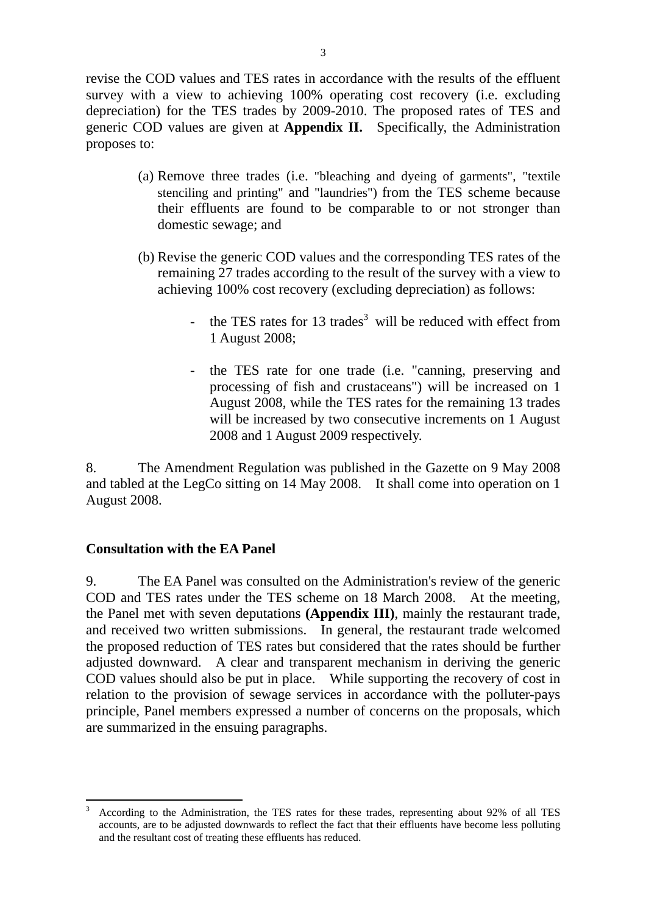revise the COD values and TES rates in accordance with the results of the effluent survey with a view to achieving 100% operating cost recovery (i.e. excluding depreciation) for the TES trades by 2009-2010. The proposed rates of TES and generic COD values are given at **Appendix II.** Specifically, the Administration proposes to:

(a) Remove three trades (i.e. "bleaching and dyeing of garments", "textile stenciling and printing" and "laundries") from the TES scheme because their effluents are found to be comparable to or not stronger than domestic sewage; and

(b) Revise the generic COD values and the corresponding TES rates of the remaining 27 trades according to the result of the survey with a view to achieving 100% cost recovery (excluding depreciation) as follows:

- the TES rates for 13 trades[3] will be reduced with effect from 1 August 2008;
- the TES rate for one trade (i.e. "canning, preserving and processing of fish and crustaceans") will be increased on 1 August 2008, while the TES rates for the remaining 13 trades will be increased by two consecutive increments on 1 August 2008 and 1 August 2009 respectively.

8. The Amendment Regulation was published in the Gazette on 9 May 2008 and tabled at the LegCo sitting on 14 May 2008. It shall come into operation on 1 August 2008.

**Consultation with the EA Panel**

9. The EA Panel was consulted on the Administration's review of the generic COD and TES rates under the TES scheme on 18 March 2008. At the meeting, the Panel met with seven deputations **(Appendix III)**, mainly the restaurant trade, and received two written submissions. In general, the restaurant trade welcomed the proposed reduction of TES rates but considered that the rates should be further adjusted downward. A clear and transparent mechanism in deriving the generic COD values should also be put in place. While supporting the recovery of cost in relation to the provision of sewage services in accordance with the polluter-pays principle, Panel members expressed a number of concerns on the proposals, which are summarized in the ensuing paragraphs.

---

[3] According to the Administration, the TES rates for these trades, representing about 92% of all TES accounts, are to be adjusted downwards to reflect the fact that their effluents have become less polluting and the resultant cost of treating these effluents has reduced.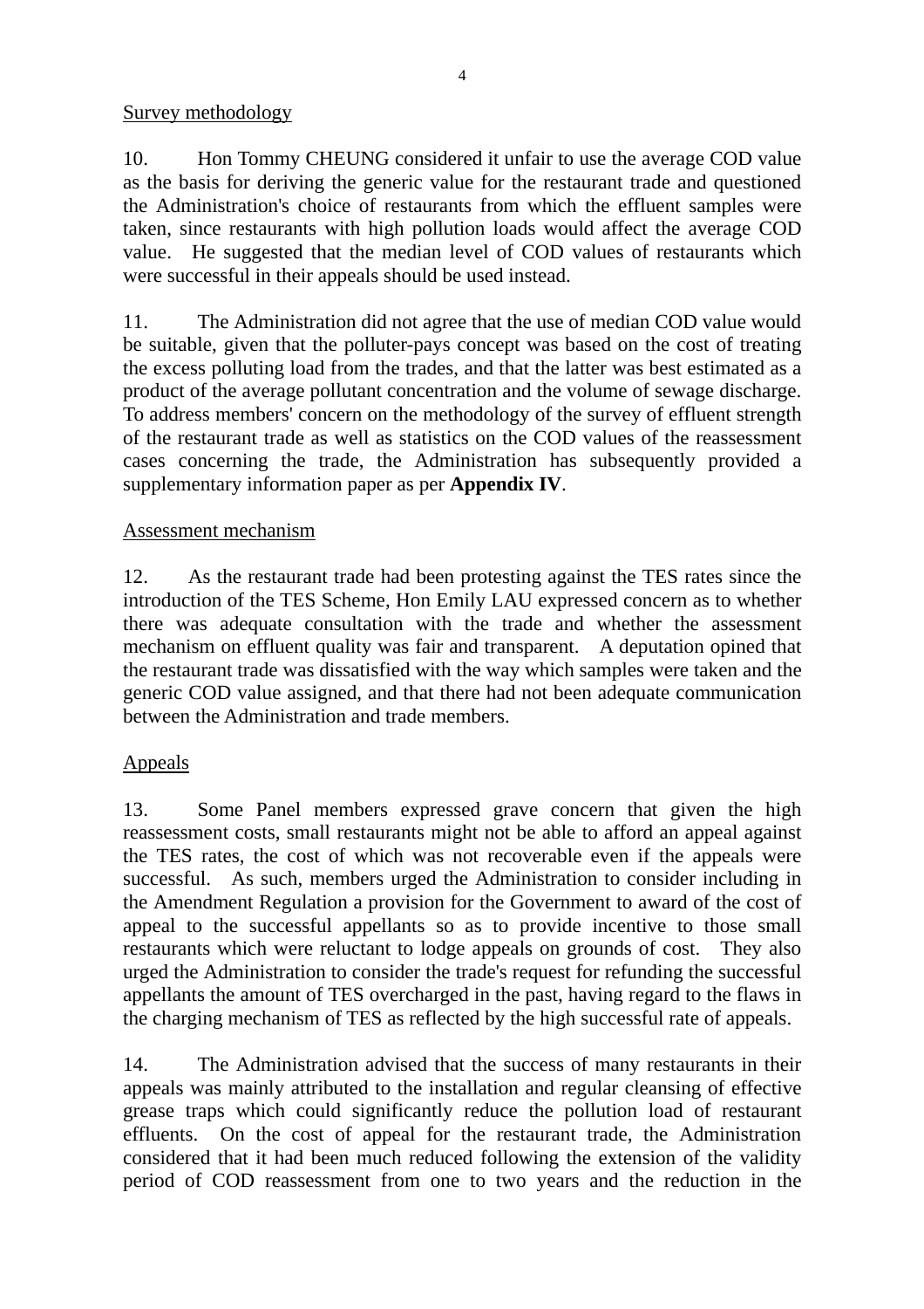<u>Survey methodology</u>

10. Hon Tommy CHEUNG considered it unfair to use the average COD value as the basis for deriving the generic value for the restaurant trade and questioned the Administration's choice of restaurants from which the effluent samples were taken, since restaurants with high pollution loads would affect the average COD value. He suggested that the median level of COD values of restaurants which were successful in their appeals should be used instead.

11. The Administration did not agree that the use of median COD value would be suitable, given that the polluter-pays concept was based on the cost of treating the excess polluting load from the trades, and that the latter was best estimated as a product of the average pollutant concentration and the volume of sewage discharge. To address members' concern on the methodology of the survey of effluent strength of the restaurant trade as well as statistics on the COD values of the reassessment cases concerning the trade, the Administration has subsequently provided a supplementary information paper as per **Appendix IV**.

<u>Assessment mechanism</u>

12. As the restaurant trade had been protesting against the TES rates since the introduction of the TES Scheme, Hon Emily LAU expressed concern as to whether there was adequate consultation with the trade and whether the assessment mechanism on effluent quality was fair and transparent. A deputation opined that the restaurant trade was dissatisfied with the way which samples were taken and the generic COD value assigned, and that there had not been adequate communication between the Administration and trade members.

<u>Appeals</u>

13. Some Panel members expressed grave concern that given the high reassessment costs, small restaurants might not be able to afford an appeal against the TES rates, the cost of which was not recoverable even if the appeals were successful. As such, members urged the Administration to consider including in the Amendment Regulation a provision for the Government to award of the cost of appeal to the successful appellants so as to provide incentive to those small restaurants which were reluctant to lodge appeals on grounds of cost. They also urged the Administration to consider the trade's request for refunding the successful appellants the amount of TES overcharged in the past, having regard to the flaws in the charging mechanism of TES as reflected by the high successful rate of appeals.

14. The Administration advised that the success of many restaurants in their appeals was mainly attributed to the installation and regular cleansing of effective grease traps which could significantly reduce the pollution load of restaurant effluents. On the cost of appeal for the restaurant trade, the Administration considered that it had been much reduced following the extension of the validity period of COD reassessment from one to two years and the reduction in the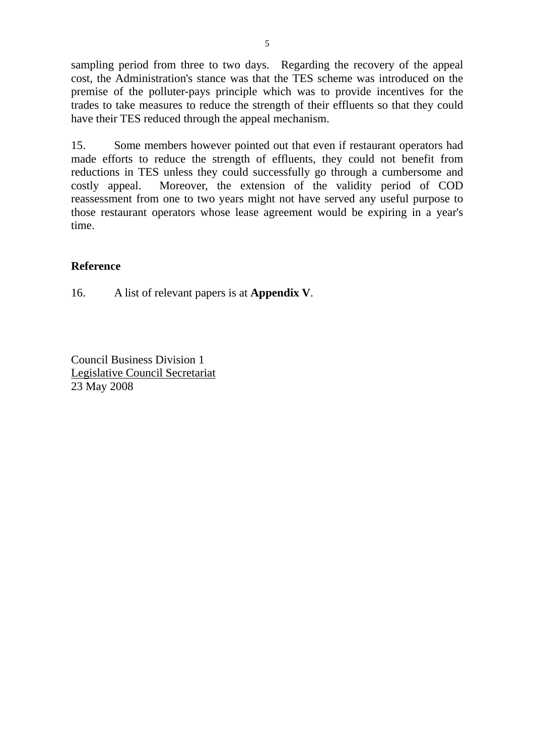sampling period from three to two days. Regarding the recovery of the appeal cost, the Administration's stance was that the TES scheme was introduced on the premise of the polluter-pays principle which was to provide incentives for the trades to take measures to reduce the strength of their effluents so that they could have their TES reduced through the appeal mechanism.

15. Some members however pointed out that even if restaurant operators had made efforts to reduce the strength of effluents, they could not benefit from reductions in TES unless they could successfully go through a cumbersome and costly appeal. Moreover, the extension of the validity period of COD reassessment from one to two years might not have served any useful purpose to those restaurant operators whose lease agreement would be expiring in a year's time.

## Reference

16. A list of relevant papers is at **Appendix V**.

Council Business Division 1
Legislative Council Secretariat
23 May 2008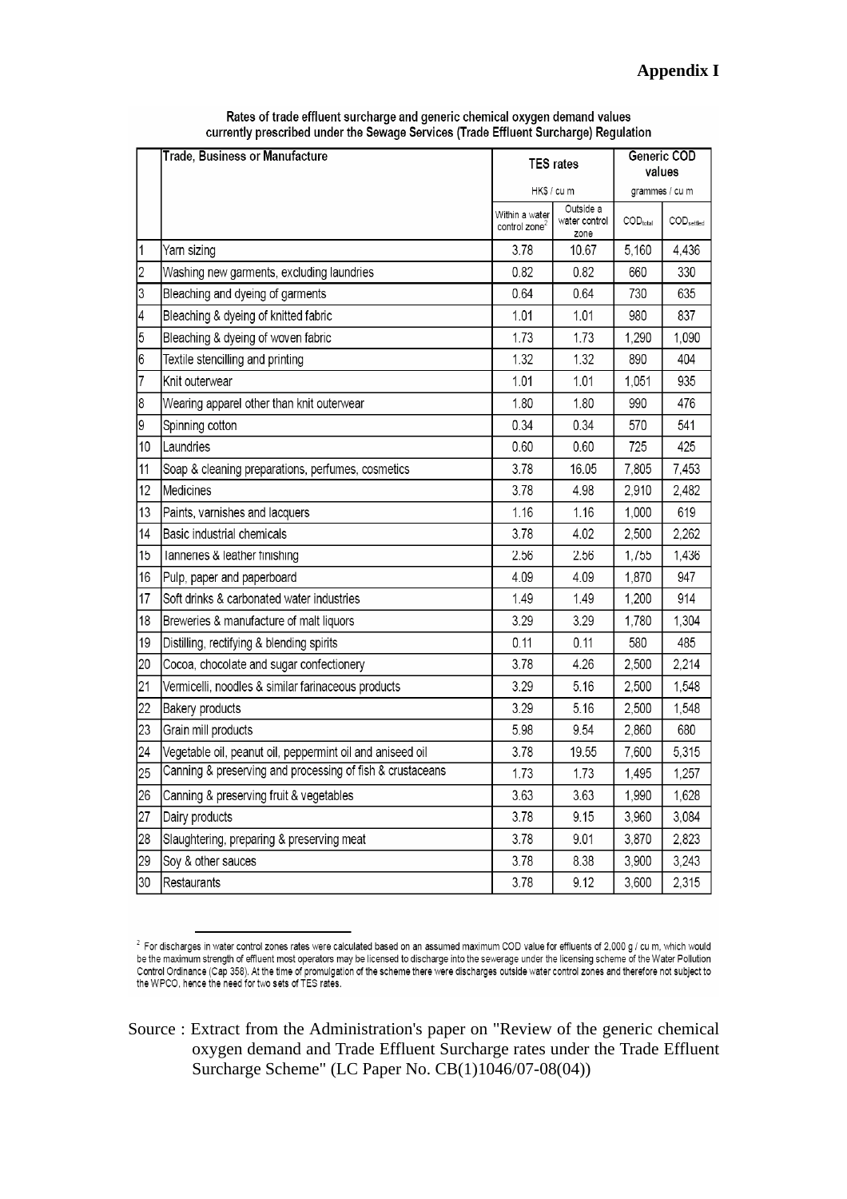**Appendix I**

Rates of trade effluent surcharge and generic chemical oxygen demand values currently prescribed under the Sewage Services (Trade Effluent Surcharge) Regulation

| | Trade, Business or Manufacture | TES rates | | Generic COD values | |
|---|---|---|---|---|---|
| | | HK$ / cu m | | grammes / cu m | |
| | | Within a water control zone[2] | Outside a water control zone | $COD_{total}$ | $COD_{settled}$ |
| 1 | Yarn sizing | 3.78 | 10.67 | 5,160 | 4,436 |
| 2 | Washing new garments, excluding laundries | 0.82 | 0.82 | 660 | 330 |
| 3 | Bleaching and dyeing of garments | 0.64 | 0.64 | 730 | 635 |
| 4 | Bleaching & dyeing of knitted fabric | 1.01 | 1.01 | 980 | 837 |
| 5 | Bleaching & dyeing of woven fabric | 1.73 | 1.73 | 1,290 | 1,090 |
| 6 | Textile stencilling and printing | 1.32 | 1.32 | 890 | 404 |
| 7 | Knit outerwear | 1.01 | 1.01 | 1,051 | 935 |
| 8 | Wearing apparel other than knit outerwear | 1.80 | 1.80 | 990 | 476 |
| 9 | Spinning cotton | 0.34 | 0.34 | 570 | 541 |
| 10 | Laundries | 0.60 | 0.60 | 725 | 425 |
| 11 | Soap & cleaning preparations, perfumes, cosmetics | 3.78 | 16.05 | 7,805 | 7,453 |
| 12 | Medicines | 3.78 | 4.98 | 2,910 | 2,482 |
| 13 | Paints, varnishes and lacquers | 1.16 | 1.16 | 1,000 | 619 |
| 14 | Basic industrial chemicals | 3.78 | 4.02 | 2,500 | 2,262 |
| 15 | Tanneries & leather finishing | 2.56 | 2.56 | 1,755 | 1,436 |
| 16 | Pulp, paper and paperboard | 4.09 | 4.09 | 1,870 | 947 |
| 17 | Soft drinks & carbonated water industries | 1.49 | 1.49 | 1,200 | 914 |
| 18 | Breweries & manufacture of malt liquors | 3.29 | 3.29 | 1,780 | 1,304 |
| 19 | Distilling, rectifying & blending spirits | 0.11 | 0.11 | 580 | 485 |
| 20 | Cocoa, chocolate and sugar confectionery | 3.78 | 4.26 | 2,500 | 2,214 |
| 21 | Vermicelli, noodles & similar farinaceous products | 3.29 | 5.16 | 2,500 | 1,548 |
| 22 | Bakery products | 3.29 | 5.16 | 2,500 | 1,548 |
| 23 | Grain mill products | 5.98 | 9.54 | 2,860 | 680 |
| 24 | Vegetable oil, peanut oil, peppermint oil and aniseed oil | 3.78 | 19.55 | 7,600 | 5,315 |
| 25 | Canning & preserving and processing of fish & crustaceans | 1.73 | 1.73 | 1,495 | 1,257 |
| 26 | Canning & preserving fruit & vegetables | 3.63 | 3.63 | 1,990 | 1,628 |
| 27 | Dairy products | 3.78 | 9.15 | 3,960 | 3,084 |
| 28 | Slaughtering, preparing & preserving meat | 3.78 | 9.01 | 3,870 | 2,823 |
| 29 | Soy & other sauces | 3.78 | 8.38 | 3,900 | 3,243 |
| 30 | Restaurants | 3.78 | 9.12 | 3,600 | 2,315 |

[2] For discharges in water control zones rates were calculated based on an assumed maximum COD value for effluents of 2,000 g / cu m, which would be the maximum strength of effluent most operators may be licensed to discharge into the sewerage under the licensing scheme of the Water Pollution Control Ordinance (Cap 358). At the time of promulgation of the scheme there were discharges outside water control zones and therefore not subject to the WPCO, hence the need for two sets of TES rates.

Source : Extract from the Administration's paper on "Review of the generic chemical oxygen demand and Trade Effluent Surcharge rates under the Trade Effluent Surcharge Scheme" (LC Paper No. CB(1)1046/07-08(04))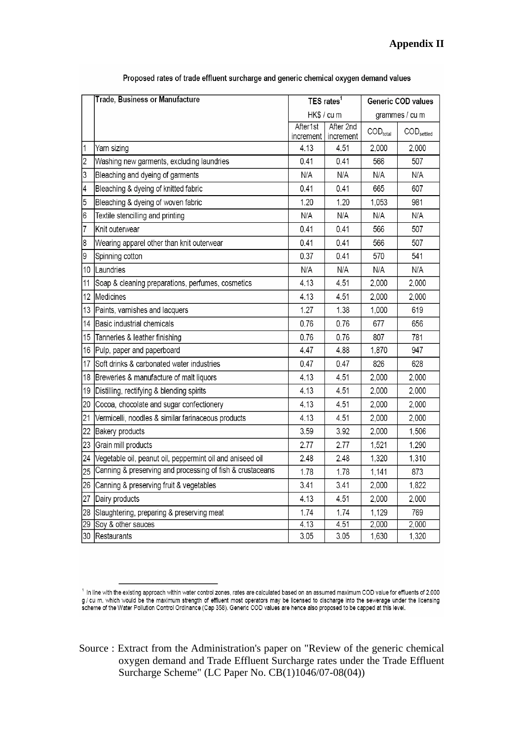**Appendix II**

Proposed rates of trade effluent surcharge and generic chemical oxygen demand values

| | Trade, Business or Manufacture | TES rates[1] HK$ / cu m | | Generic COD values grammes / cu m | |
|---|---|---|---|---|---|
| | | After1st increment | After 2nd increment | $COD_{total}$ | $COD_{settled}$ |
| 1 | Yarn sizing | 4.13 | 4.51 | 2,000 | 2,000 |
| 2 | Washing new garments, excluding laundries | 0.41 | 0.41 | 566 | 507 |
| 3 | Bleaching and dyeing of garments | N/A | N/A | N/A | N/A |
| 4 | Bleaching & dyeing of knitted fabric | 0.41 | 0.41 | 665 | 607 |
| 5 | Bleaching & dyeing of woven fabric | 1.20 | 1.20 | 1,053 | 981 |
| 6 | Textile stencilling and printing | N/A | N/A | N/A | N/A |
| 7 | Knit outerwear | 0.41 | 0.41 | 566 | 507 |
| 8 | Wearing apparel other than knit outerwear | 0.41 | 0.41 | 566 | 507 |
| 9 | Spinning cotton | 0.37 | 0.41 | 570 | 541 |
| 10 | Laundries | N/A | N/A | N/A | N/A |
| 11 | Soap & cleaning preparations, perfumes, cosmetics | 4.13 | 4.51 | 2,000 | 2,000 |
| 12 | Medicines | 4.13 | 4.51 | 2,000 | 2,000 |
| 13 | Paints, varnishes and lacquers | 1.27 | 1.38 | 1,000 | 619 |
| 14 | Basic industrial chemicals | 0.76 | 0.76 | 677 | 656 |
| 15 | Tanneries & leather finishing | 0.76 | 0.76 | 807 | 781 |
| 16 | Pulp, paper and paperboard | 4.47 | 4.88 | 1,870 | 947 |
| 17 | Soft drinks & carbonated water industries | 0.47 | 0.47 | 826 | 628 |
| 18 | Breweries & manufacture of malt liquors | 4.13 | 4.51 | 2,000 | 2,000 |
| 19 | Distilling, rectifying & blending spirits | 4.13 | 4.51 | 2,000 | 2,000 |
| 20 | Cocoa, chocolate and sugar confectionery | 4.13 | 4.51 | 2,000 | 2,000 |
| 21 | Vermicelli, noodles & similar farinaceous products | 4.13 | 4.51 | 2,000 | 2,000 |
| 22 | Bakery products | 3.59 | 3.92 | 2,000 | 1,506 |
| 23 | Grain mill products | 2.77 | 2.77 | 1,521 | 1,290 |
| 24 | Vegetable oil, peanut oil, peppermint oil and aniseed oil | 2.48 | 2.48 | 1,320 | 1,310 |
| 25 | Canning & preserving and processing of fish & crustaceans | 1.78 | 1.78 | 1,141 | 873 |
| 26 | Canning & preserving fruit & vegetables | 3.41 | 3.41 | 2,000 | 1,822 |
| 27 | Dairy products | 4.13 | 4.51 | 2,000 | 2,000 |
| 28 | Slaughtering, preparing & preserving meat | 1.74 | 1.74 | 1,129 | 769 |
| 29 | Soy & other sauces | 4.13 | 4.51 | 2,000 | 2,000 |
| 30 | Restaurants | 3.05 | 3.05 | 1,630 | 1,320 |

[1] In line with the existing approach within water control zones, rates are calculated based on an assumed maximum COD value for effluents of 2,000 g / cu m, which would be the maximum strength of effluent most operators may be licensed to discharge into the sewerage under the licensing scheme of the Water Pollution Control Ordinance (Cap 358). Generic COD values are hence also proposed to be capped at this level.

Source : Extract from the Administration's paper on "Review of the generic chemical oxygen demand and Trade Effluent Surcharge rates under the Trade Effluent Surcharge Scheme" (LC Paper No. CB(1)1046/07-08(04))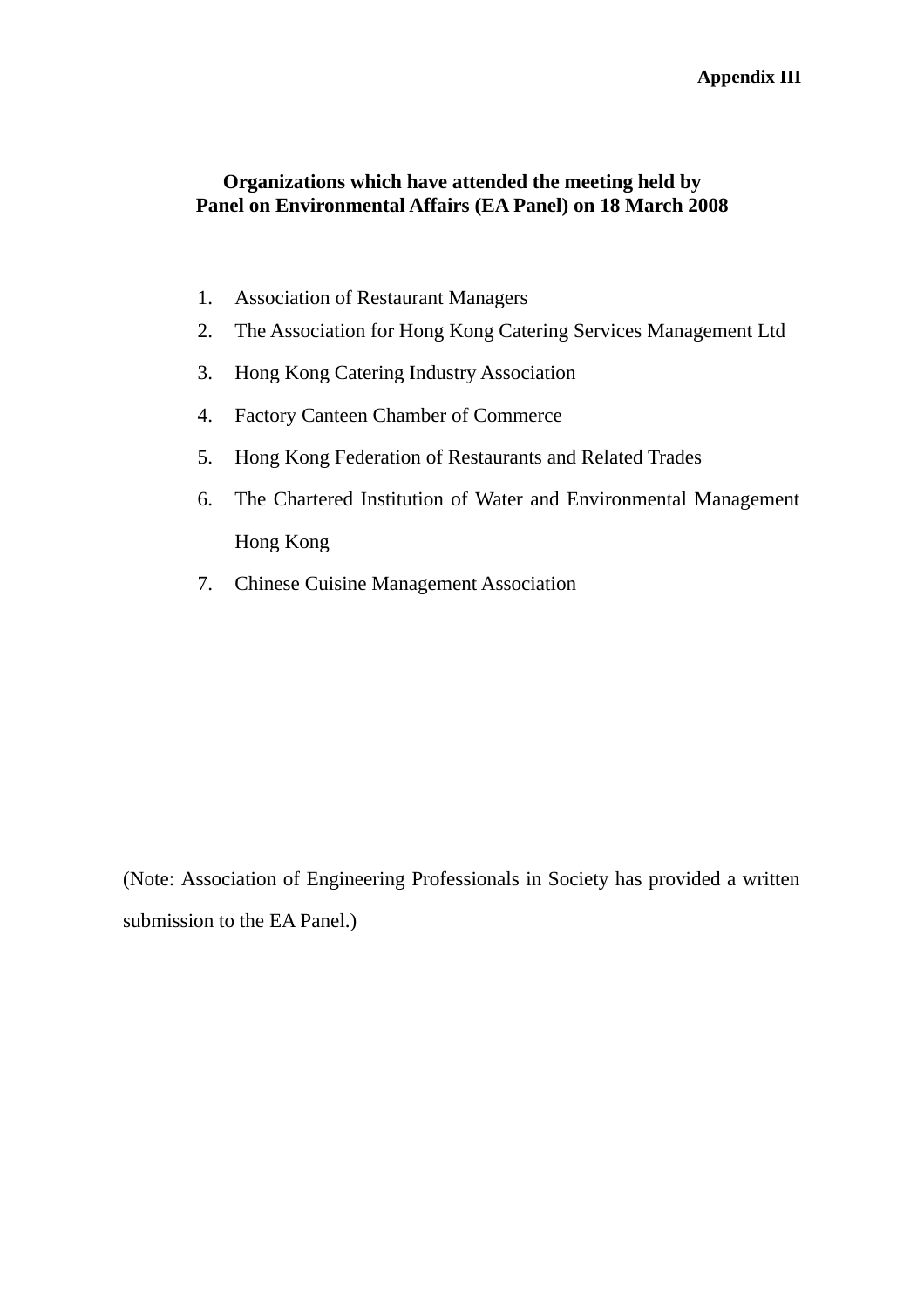**Appendix III**

**Organizations which have attended the meeting held by Panel on Environmental Affairs (EA Panel) on 18 March 2008**

1. Association of Restaurant Managers
2. The Association for Hong Kong Catering Services Management Ltd
3. Hong Kong Catering Industry Association
4. Factory Canteen Chamber of Commerce
5. Hong Kong Federation of Restaurants and Related Trades
6. The Chartered Institution of Water and Environmental Management Hong Kong
7. Chinese Cuisine Management Association

(Note: Association of Engineering Professionals in Society has provided a written submission to the EA Panel.)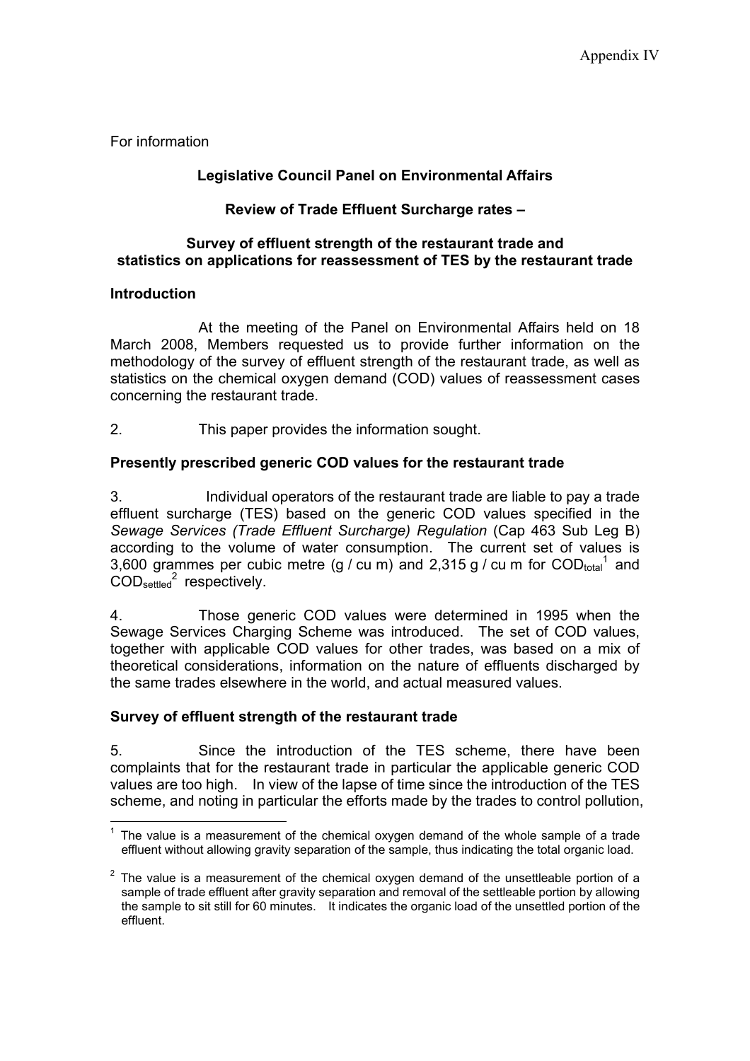Appendix IV

For information

**Legislative Council Panel on Environmental Affairs**

**Review of Trade Effluent Surcharge rates –**

**Survey of effluent strength of the restaurant trade and statistics on applications for reassessment of TES by the restaurant trade**

## Introduction

At the meeting of the Panel on Environmental Affairs held on 18 March 2008, Members requested us to provide further information on the methodology of the survey of effluent strength of the restaurant trade, as well as statistics on the chemical oxygen demand (COD) values of reassessment cases concerning the restaurant trade.

2. This paper provides the information sought.

## Presently prescribed generic COD values for the restaurant trade

3. Individual operators of the restaurant trade are liable to pay a trade effluent surcharge (TES) based on the generic COD values specified in the *Sewage Services (Trade Effluent Surcharge) Regulation* (Cap 463 Sub Leg B) according to the volume of water consumption. The current set of values is 3,600 grammes per cubic metre (g / cu m) and 2,315 g / cu m for $COD_{total}$[1] and $COD_{settled}$[2] respectively.

4. Those generic COD values were determined in 1995 when the Sewage Services Charging Scheme was introduced. The set of COD values, together with applicable COD values for other trades, was based on a mix of theoretical considerations, information on the nature of effluents discharged by the same trades elsewhere in the world, and actual measured values.

## Survey of effluent strength of the restaurant trade

5. Since the introduction of the TES scheme, there have been complaints that for the restaurant trade in particular the applicable generic COD values are too high. In view of the lapse of time since the introduction of the TES scheme, and noting in particular the efforts made by the trades to control pollution,

---

[1] The value is a measurement of the chemical oxygen demand of the whole sample of a trade effluent without allowing gravity separation of the sample, thus indicating the total organic load.

[2] The value is a measurement of the chemical oxygen demand of the unsettleable portion of a sample of trade effluent after gravity separation and removal of the settleable portion by allowing the sample to sit still for 60 minutes. It indicates the organic load of the unsettled portion of the effluent.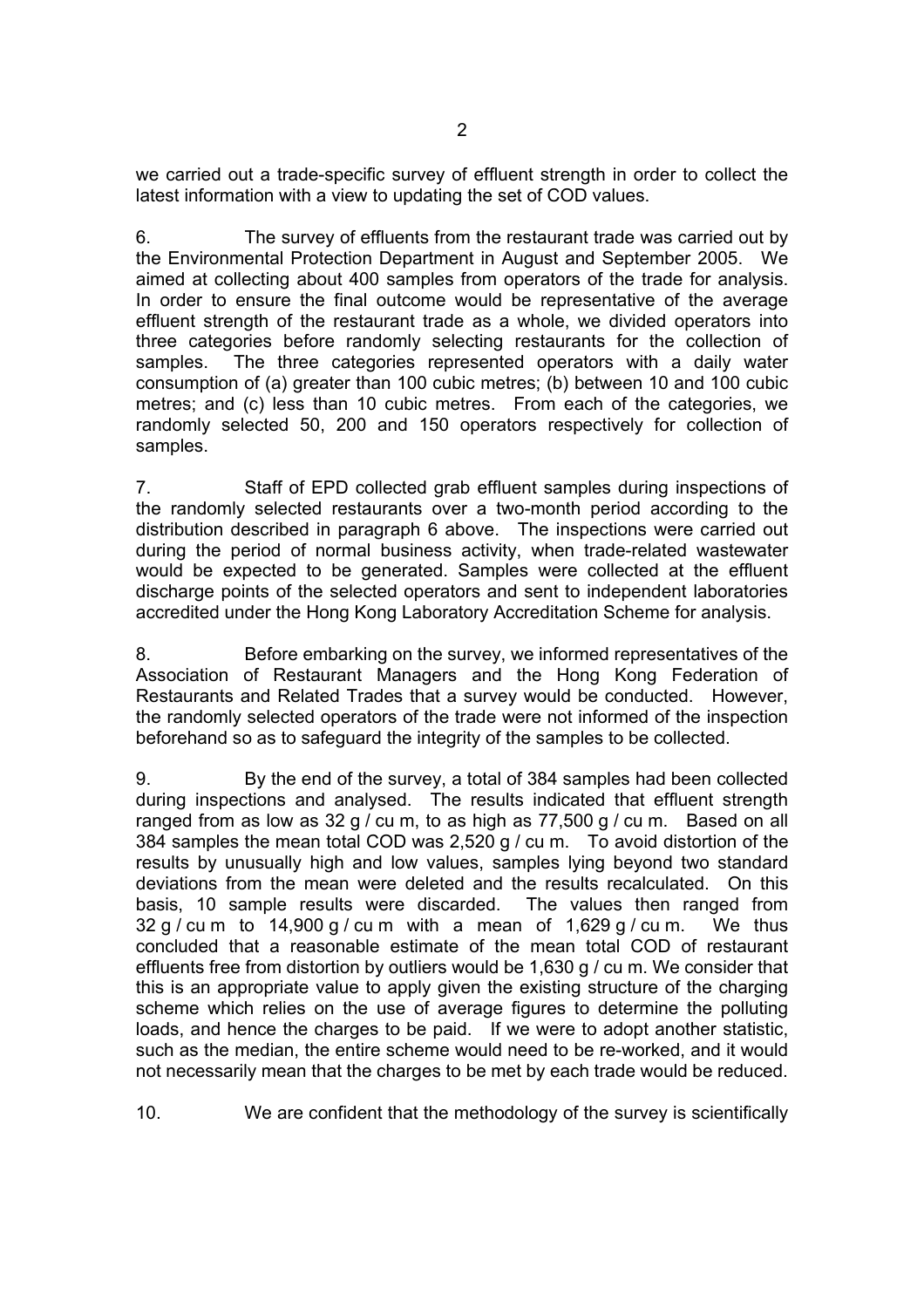we carried out a trade-specific survey of effluent strength in order to collect the latest information with a view to updating the set of COD values.

6. The survey of effluents from the restaurant trade was carried out by the Environmental Protection Department in August and September 2005. We aimed at collecting about 400 samples from operators of the trade for analysis. In order to ensure the final outcome would be representative of the average effluent strength of the restaurant trade as a whole, we divided operators into three categories before randomly selecting restaurants for the collection of samples. The three categories represented operators with a daily water consumption of (a) greater than 100 cubic metres; (b) between 10 and 100 cubic metres; and (c) less than 10 cubic metres. From each of the categories, we randomly selected 50, 200 and 150 operators respectively for collection of samples.

7. Staff of EPD collected grab effluent samples during inspections of the randomly selected restaurants over a two-month period according to the distribution described in paragraph 6 above. The inspections were carried out during the period of normal business activity, when trade-related wastewater would be expected to be generated. Samples were collected at the effluent discharge points of the selected operators and sent to independent laboratories accredited under the Hong Kong Laboratory Accreditation Scheme for analysis.

8. Before embarking on the survey, we informed representatives of the Association of Restaurant Managers and the Hong Kong Federation of Restaurants and Related Trades that a survey would be conducted. However, the randomly selected operators of the trade were not informed of the inspection beforehand so as to safeguard the integrity of the samples to be collected.

9. By the end of the survey, a total of 384 samples had been collected during inspections and analysed. The results indicated that effluent strength ranged from as low as 32 g / cu m, to as high as 77,500 g / cu m. Based on all 384 samples the mean total COD was 2,520 g / cu m. To avoid distortion of the results by unusually high and low values, samples lying beyond two standard deviations from the mean were deleted and the results recalculated. On this basis, 10 sample results were discarded. The values then ranged from 32 g / cu m to 14,900 g / cu m with a mean of 1,629 g / cu m. We thus concluded that a reasonable estimate of the mean total COD of restaurant effluents free from distortion by outliers would be 1,630 g / cu m. We consider that this is an appropriate value to apply given the existing structure of the charging scheme which relies on the use of average figures to determine the polluting loads, and hence the charges to be paid. If we were to adopt another statistic, such as the median, the entire scheme would need to be re-worked, and it would not necessarily mean that the charges to be met by each trade would be reduced.

10. We are confident that the methodology of the survey is scientifically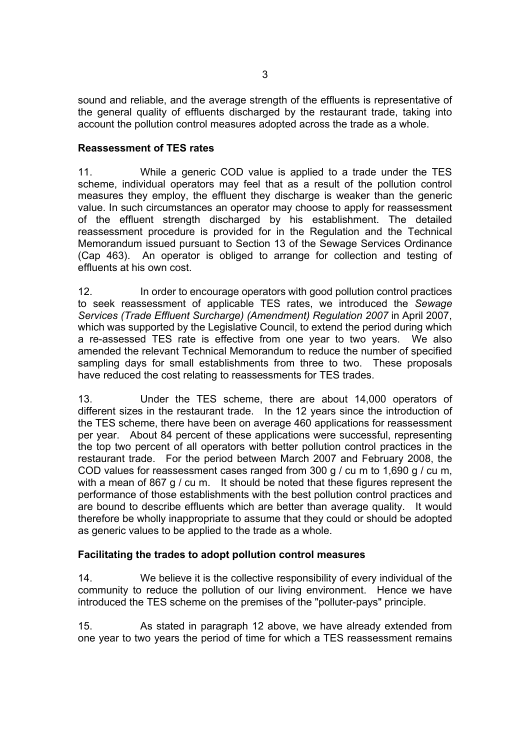sound and reliable, and the average strength of the effluents is representative of the general quality of effluents discharged by the restaurant trade, taking into account the pollution control measures adopted across the trade as a whole.

**Reassessment of TES rates**

11. While a generic COD value is applied to a trade under the TES scheme, individual operators may feel that as a result of the pollution control measures they employ, the effluent they discharge is weaker than the generic value. In such circumstances an operator may choose to apply for reassessment of the effluent strength discharged by his establishment. The detailed reassessment procedure is provided for in the Regulation and the Technical Memorandum issued pursuant to Section 13 of the Sewage Services Ordinance (Cap 463). An operator is obliged to arrange for collection and testing of effluents at his own cost.

12. In order to encourage operators with good pollution control practices to seek reassessment of applicable TES rates, we introduced the *Sewage Services (Trade Effluent Surcharge) (Amendment) Regulation 2007* in April 2007, which was supported by the Legislative Council, to extend the period during which a re-assessed TES rate is effective from one year to two years. We also amended the relevant Technical Memorandum to reduce the number of specified sampling days for small establishments from three to two. These proposals have reduced the cost relating to reassessments for TES trades.

13. Under the TES scheme, there are about 14,000 operators of different sizes in the restaurant trade. In the 12 years since the introduction of the TES scheme, there have been on average 460 applications for reassessment per year. About 84 percent of these applications were successful, representing the top two percent of all operators with better pollution control practices in the restaurant trade. For the period between March 2007 and February 2008, the COD values for reassessment cases ranged from 300 g / cu m to 1,690 g / cu m, with a mean of 867 g / cu m. It should be noted that these figures represent the performance of those establishments with the best pollution control practices and are bound to describe effluents which are better than average quality. It would therefore be wholly inappropriate to assume that they could or should be adopted as generic values to be applied to the trade as a whole.

**Facilitating the trades to adopt pollution control measures**

14. We believe it is the collective responsibility of every individual of the community to reduce the pollution of our living environment. Hence we have introduced the TES scheme on the premises of the "polluter-pays" principle.

15. As stated in paragraph 12 above, we have already extended from one year to two years the period of time for which a TES reassessment remains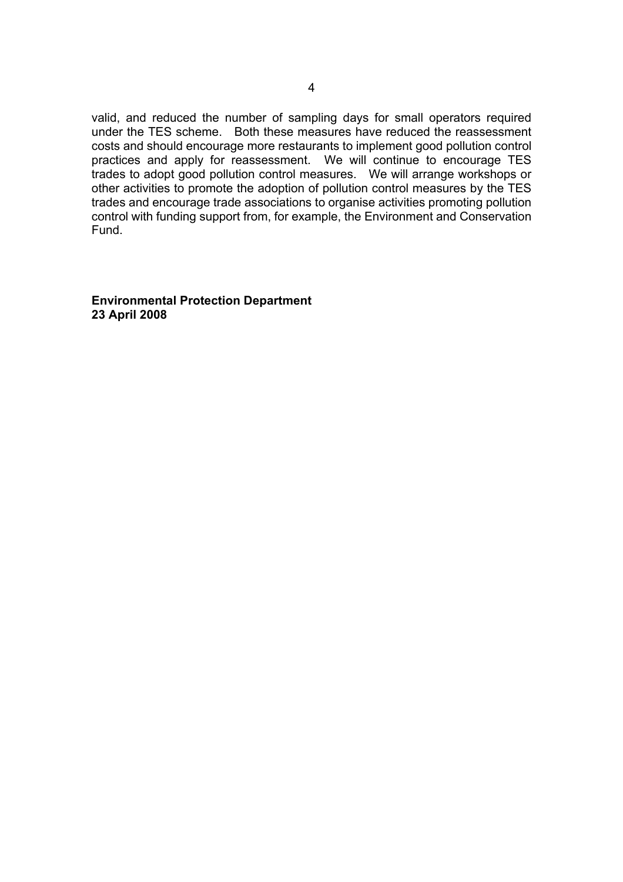valid, and reduced the number of sampling days for small operators required under the TES scheme. Both these measures have reduced the reassessment costs and should encourage more restaurants to implement good pollution control practices and apply for reassessment. We will continue to encourage TES trades to adopt good pollution control measures. We will arrange workshops or other activities to promote the adoption of pollution control measures by the TES trades and encourage trade associations to organise activities promoting pollution control with funding support from, for example, the Environment and Conservation Fund.

**Environmental Protection Department**
**23 April 2008**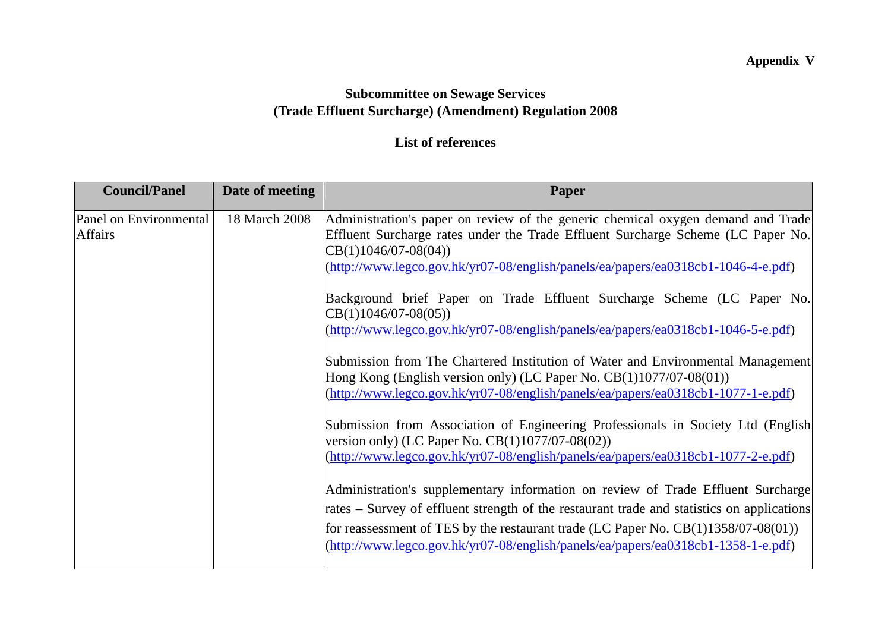**Appendix V**

**Subcommittee on Sewage Services**
**(Trade Effluent Surcharge) (Amendment) Regulation 2008**

**List of references**

| Council/Panel | Date of meeting | Paper |
|---|---|---|
| Panel on Environmental Affairs | 18 March 2008 | Administration's paper on review of the generic chemical oxygen demand and Trade Effluent Surcharge rates under the Trade Effluent Surcharge Scheme (LC Paper No. CB(1)1046/07-08(04)) (http://www.legco.gov.hk/yr07-08/english/panels/ea/papers/ea0318cb1-1046-4-e.pdf)<br><br>Background brief Paper on Trade Effluent Surcharge Scheme (LC Paper No. CB(1)1046/07-08(05)) (http://www.legco.gov.hk/yr07-08/english/panels/ea/papers/ea0318cb1-1046-5-e.pdf)<br><br>Submission from The Chartered Institution of Water and Environmental Management Hong Kong (English version only) (LC Paper No. CB(1)1077/07-08(01)) (http://www.legco.gov.hk/yr07-08/english/panels/ea/papers/ea0318cb1-1077-1-e.pdf)<br><br>Submission from Association of Engineering Professionals in Society Ltd (English version only) (LC Paper No. CB(1)1077/07-08(02)) (http://www.legco.gov.hk/yr07-08/english/panels/ea/papers/ea0318cb1-1077-2-e.pdf)<br><br>Administration's supplementary information on review of Trade Effluent Surcharge rates – Survey of effluent strength of the restaurant trade and statistics on applications for reassessment of TES by the restaurant trade (LC Paper No. CB(1)1358/07-08(01)) (http://www.legco.gov.hk/yr07-08/english/panels/ea/papers/ea0318cb1-1358-1-e.pdf) |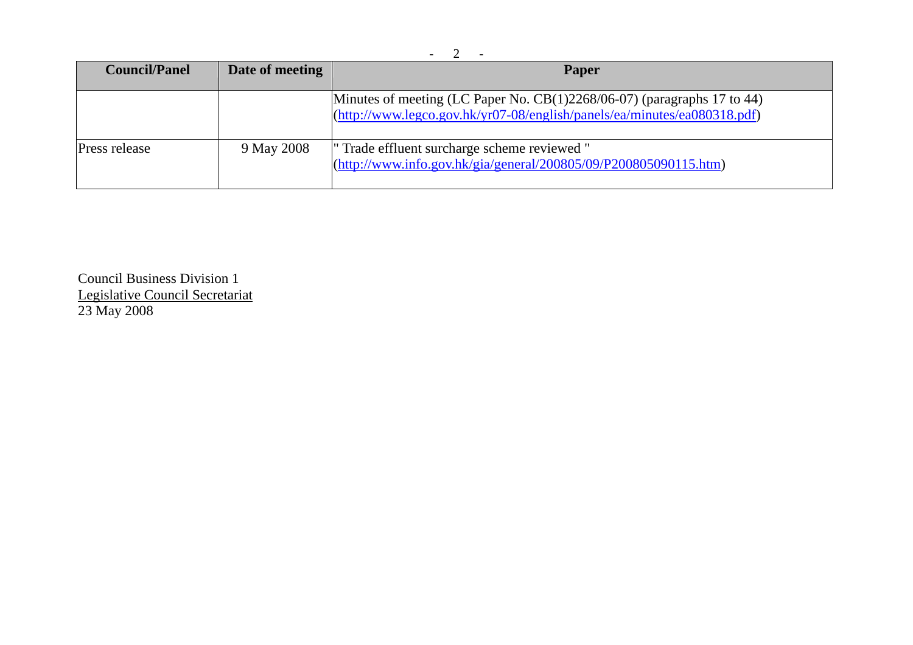| Council/Panel | Date of meeting | Paper |
|---|---|---|
| | | Minutes of meeting (LC Paper No. CB(1)2268/06-07) (paragraphs 17 to 44) (http://www.legco.gov.hk/yr07-08/english/panels/ea/minutes/ea080318.pdf) |
| Press release | 9 May 2008 | " Trade effluent surcharge scheme reviewed " (http://www.info.gov.hk/gia/general/200805/09/P200805090115.htm) |

Council Business Division 1
Legislative Council Secretariat
23 May 2008